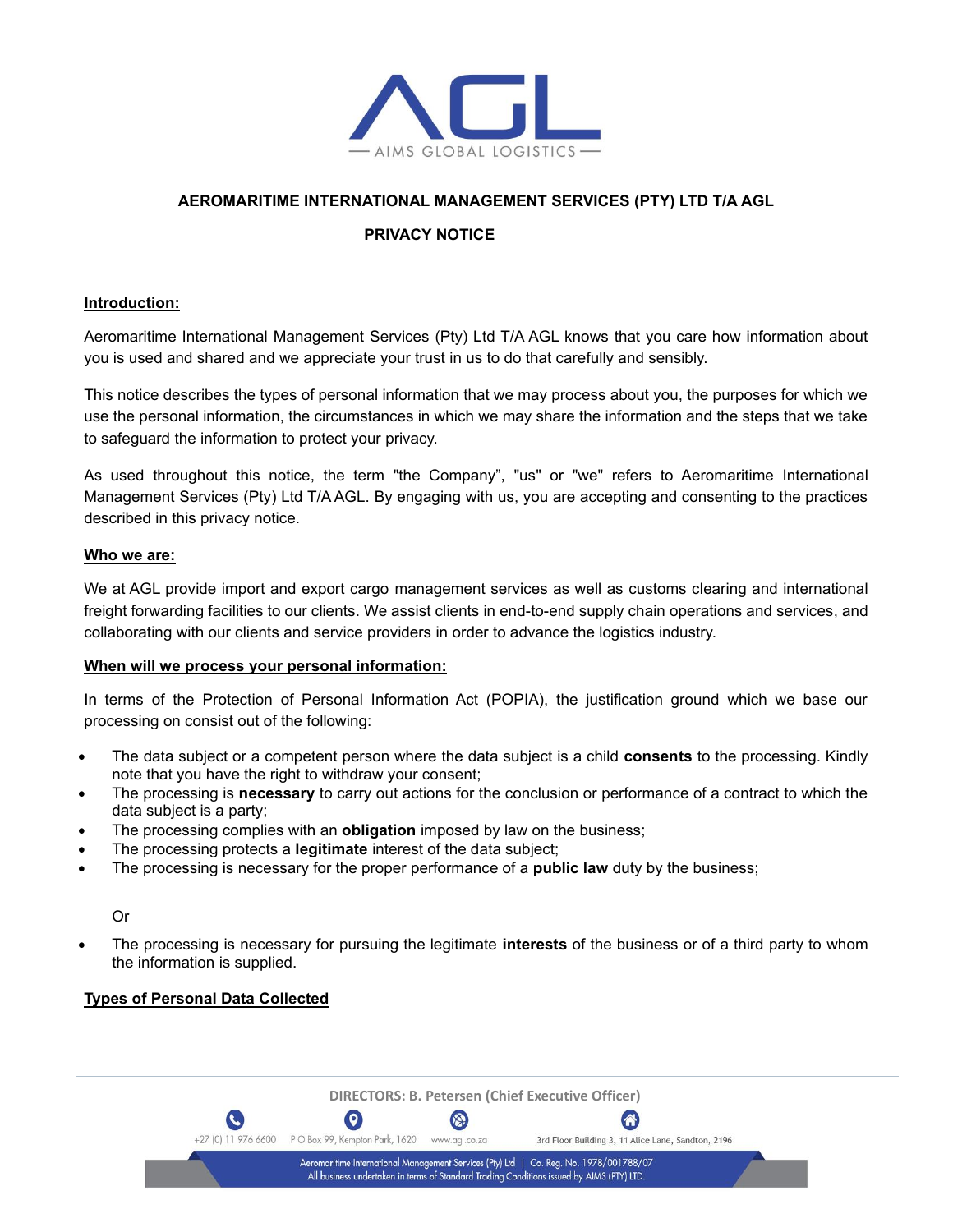**AEROMARITIME INTERNATIONAL MANAGEMENT SERVICES (PTY) LTD T/A AGL**

**PRIVACY NOTICE**

## Introduction:

Aeromaritime International Management Services (Pty) Ltd T/A AGL knows that you care how information about you is used and shared and we appreciate your trust in us to do that carefully and sensibly.

This notice describes the types of personal information that we may process about you, the purposes for which we use the personal information, the circumstances in which we may share the information and the steps that we take to safeguard the information to protect your privacy.

As used throughout this notice, the term "the Company", "us" or "we" refers to Aeromaritime International Management Services (Pty) Ltd T/A AGL. By engaging with us, you are accepting and consenting to the practices described in this privacy notice.

## Who we are:

We at AGL provide import and export cargo management services as well as customs clearing and international freight forwarding facilities to our clients. We assist clients in end-to-end supply chain operations and services, and collaborating with our clients and service providers in order to advance the logistics industry.

## When will we process your personal information:

In terms of the Protection of Personal Information Act (POPIA), the justification ground which we base our processing on consist out of the following:

- The data subject or a competent person where the data subject is a child **consents** to the processing. Kindly note that you have the right to withdraw your consent;
- The processing is **necessary** to carry out actions for the conclusion or performance of a contract to which the data subject is a party;
- The processing complies with an **obligation** imposed by law on the business;
- The processing protects a **legitimate** interest of the data subject;
- The processing is necessary for the proper performance of a **public law** duty by the business;

  Or

- The processing is necessary for pursuing the legitimate **interests** of the business or of a third party to whom the information is supplied.

## Types of Personal Data Collected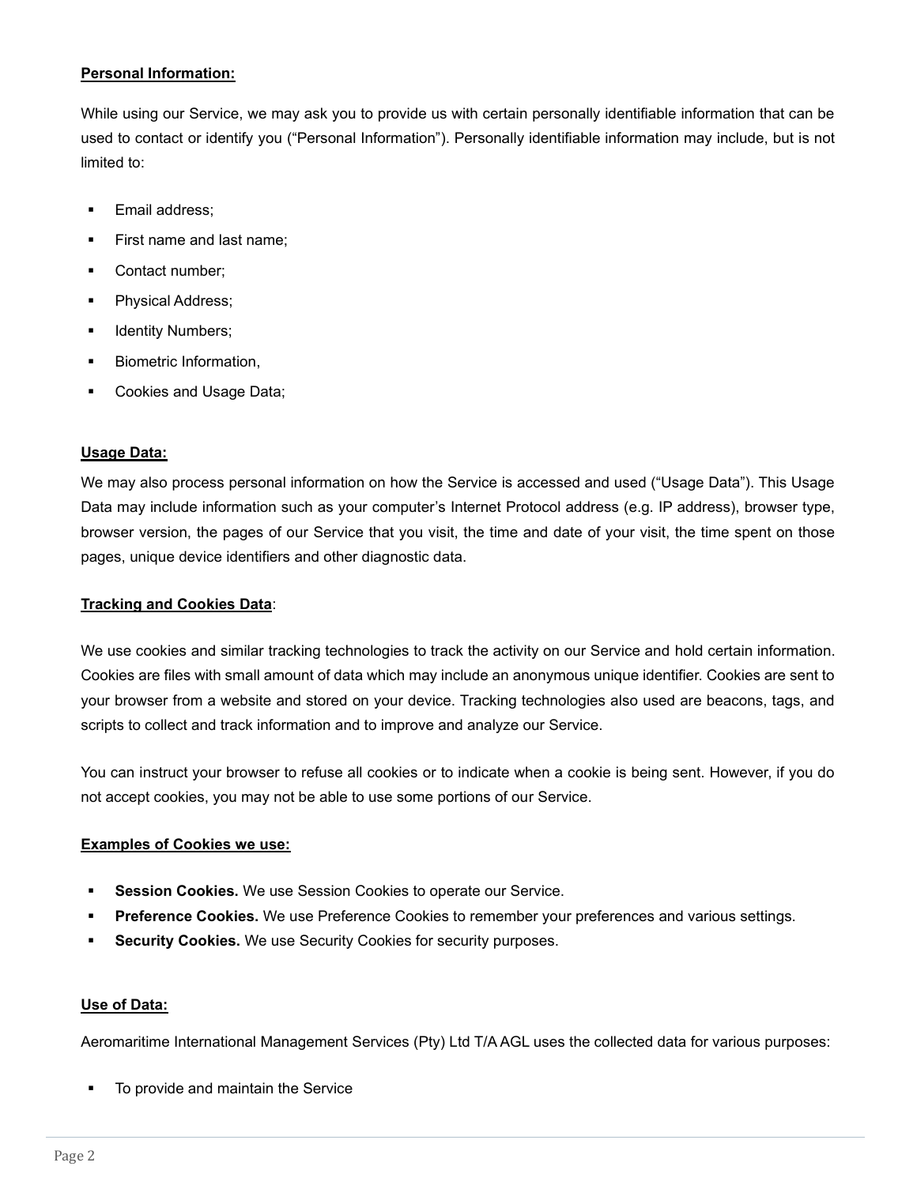**Personal Information:**

While using our Service, we may ask you to provide us with certain personally identifiable information that can be used to contact or identify you ("Personal Information"). Personally identifiable information may include, but is not limited to:

- Email address;
- First name and last name;
- Contact number;
- Physical Address;
- Identity Numbers;
- Biometric Information,
- Cookies and Usage Data;

**Usage Data:**

We may also process personal information on how the Service is accessed and used ("Usage Data"). This Usage Data may include information such as your computer's Internet Protocol address (e.g. IP address), browser type, browser version, the pages of our Service that you visit, the time and date of your visit, the time spent on those pages, unique device identifiers and other diagnostic data.

**Tracking and Cookies Data**:

We use cookies and similar tracking technologies to track the activity on our Service and hold certain information. Cookies are files with small amount of data which may include an anonymous unique identifier. Cookies are sent to your browser from a website and stored on your device. Tracking technologies also used are beacons, tags, and scripts to collect and track information and to improve and analyze our Service.

You can instruct your browser to refuse all cookies or to indicate when a cookie is being sent. However, if you do not accept cookies, you may not be able to use some portions of our Service.

**Examples of Cookies we use:**

- **Session Cookies.** We use Session Cookies to operate our Service.
- **Preference Cookies.** We use Preference Cookies to remember your preferences and various settings.
- **Security Cookies.** We use Security Cookies for security purposes.

**Use of Data:**

Aeromaritime International Management Services (Pty) Ltd T/A AGL uses the collected data for various purposes:

- To provide and maintain the Service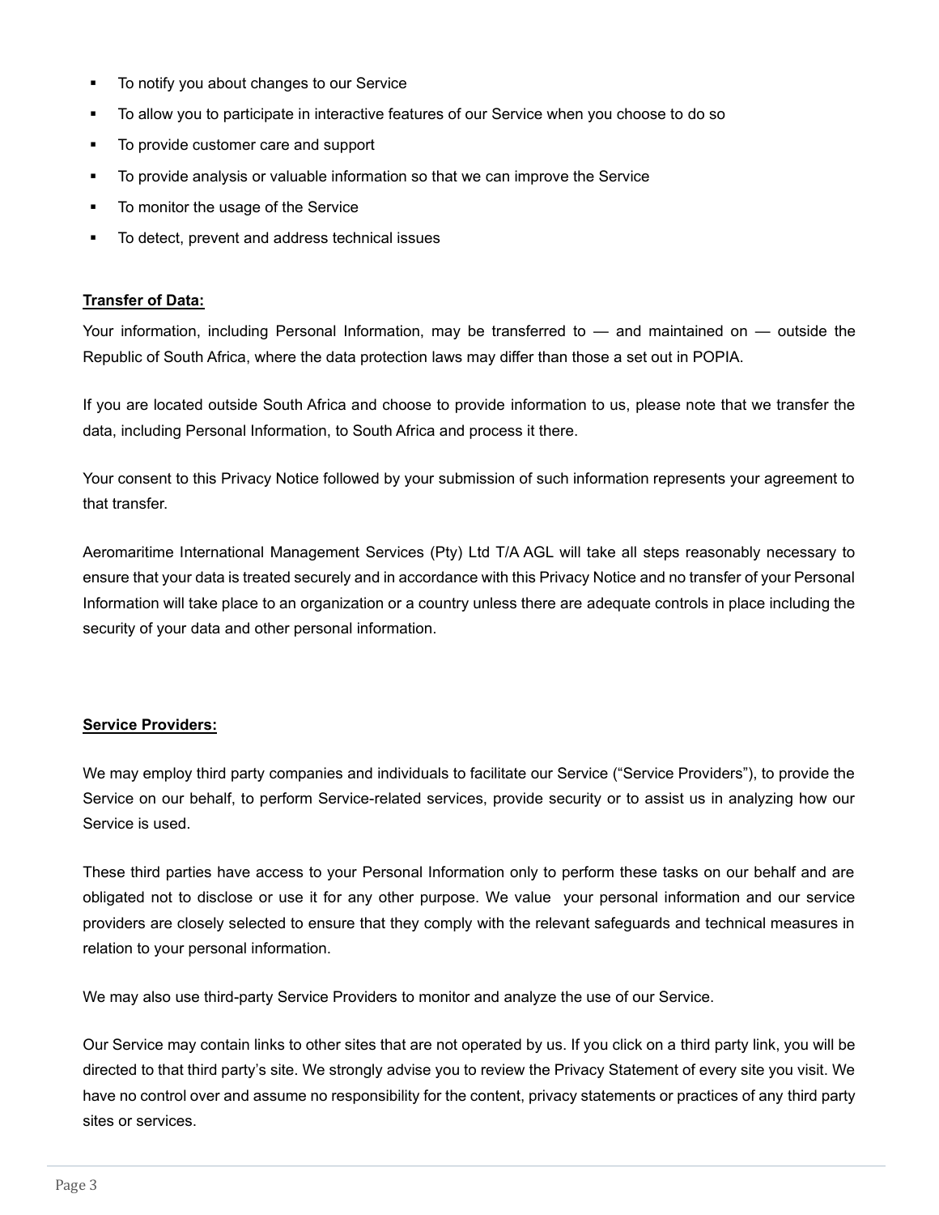- To notify you about changes to our Service
- To allow you to participate in interactive features of our Service when you choose to do so
- To provide customer care and support
- To provide analysis or valuable information so that we can improve the Service
- To monitor the usage of the Service
- To detect, prevent and address technical issues

**Transfer of Data:**

Your information, including Personal Information, may be transferred to — and maintained on — outside the Republic of South Africa, where the data protection laws may differ than those a set out in POPIA.

If you are located outside South Africa and choose to provide information to us, please note that we transfer the data, including Personal Information, to South Africa and process it there.

Your consent to this Privacy Notice followed by your submission of such information represents your agreement to that transfer.

Aeromaritime International Management Services (Pty) Ltd T/A AGL will take all steps reasonably necessary to ensure that your data is treated securely and in accordance with this Privacy Notice and no transfer of your Personal Information will take place to an organization or a country unless there are adequate controls in place including the security of your data and other personal information.

**Service Providers:**

We may employ third party companies and individuals to facilitate our Service ("Service Providers"), to provide the Service on our behalf, to perform Service-related services, provide security or to assist us in analyzing how our Service is used.

These third parties have access to your Personal Information only to perform these tasks on our behalf and are obligated not to disclose or use it for any other purpose. We value your personal information and our service providers are closely selected to ensure that they comply with the relevant safeguards and technical measures in relation to your personal information.

We may also use third-party Service Providers to monitor and analyze the use of our Service.

Our Service may contain links to other sites that are not operated by us. If you click on a third party link, you will be directed to that third party's site. We strongly advise you to review the Privacy Statement of every site you visit. We have no control over and assume no responsibility for the content, privacy statements or practices of any third party sites or services.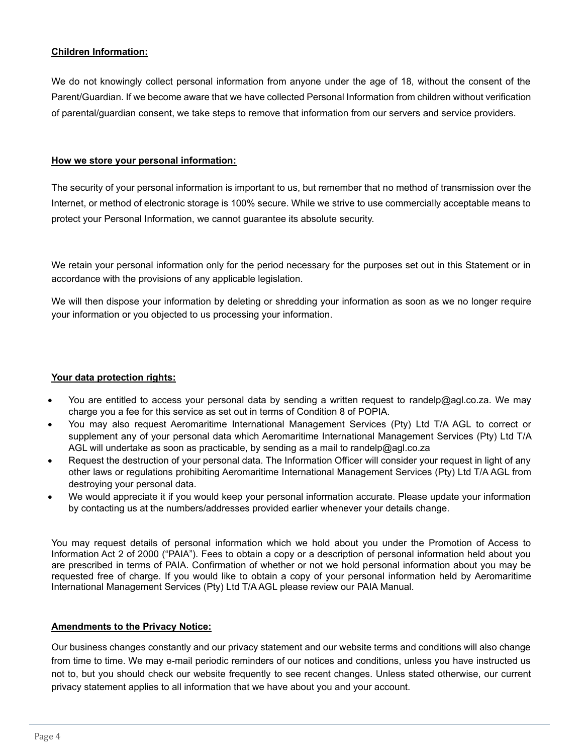**Children Information:**

We do not knowingly collect personal information from anyone under the age of 18, without the consent of the Parent/Guardian. If we become aware that we have collected Personal Information from children without verification of parental/guardian consent, we take steps to remove that information from our servers and service providers.

**How we store your personal information:**

The security of your personal information is important to us, but remember that no method of transmission over the Internet, or method of electronic storage is 100% secure. While we strive to use commercially acceptable means to protect your Personal Information, we cannot guarantee its absolute security.

We retain your personal information only for the period necessary for the purposes set out in this Statement or in accordance with the provisions of any applicable legislation.

We will then dispose your information by deleting or shredding your information as soon as we no longer require your information or you objected to us processing your information.

**Your data protection rights:**

- You are entitled to access your personal data by sending a written request to randelp@agl.co.za. We may charge you a fee for this service as set out in terms of Condition 8 of POPIA.
- You may also request Aeromaritime International Management Services (Pty) Ltd T/A AGL to correct or supplement any of your personal data which Aeromaritime International Management Services (Pty) Ltd T/A AGL will undertake as soon as practicable, by sending as a mail to randelp@agl.co.za
- Request the destruction of your personal data. The Information Officer will consider your request in light of any other laws or regulations prohibiting Aeromaritime International Management Services (Pty) Ltd T/A AGL from destroying your personal data.
- We would appreciate it if you would keep your personal information accurate. Please update your information by contacting us at the numbers/addresses provided earlier whenever your details change.

You may request details of personal information which we hold about you under the Promotion of Access to Information Act 2 of 2000 ("PAIA"). Fees to obtain a copy or a description of personal information held about you are prescribed in terms of PAIA. Confirmation of whether or not we hold personal information about you may be requested free of charge. If you would like to obtain a copy of your personal information held by Aeromaritime International Management Services (Pty) Ltd T/A AGL please review our PAIA Manual.

**Amendments to the Privacy Notice:**

Our business changes constantly and our privacy statement and our website terms and conditions will also change from time to time. We may e-mail periodic reminders of our notices and conditions, unless you have instructed us not to, but you should check our website frequently to see recent changes. Unless stated otherwise, our current privacy statement applies to all information that we have about you and your account.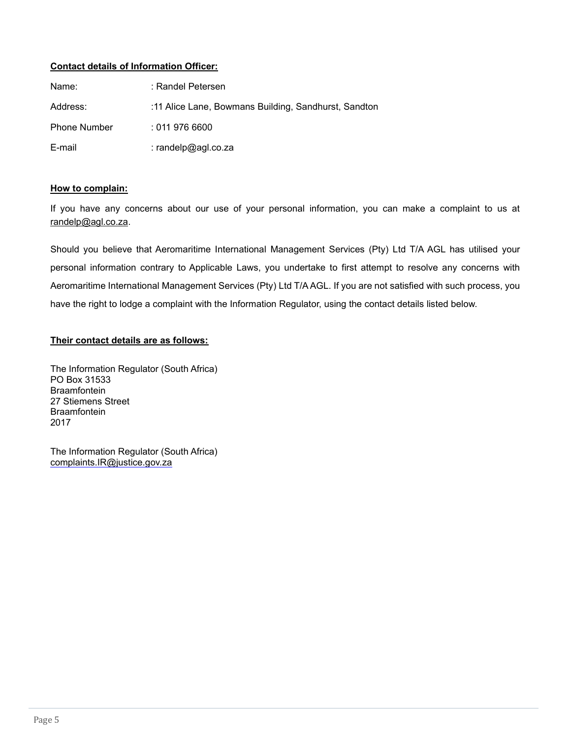**Contact details of Information Officer:**

| | |
|---|---|
| Name: | : Randel Petersen |
| Address: | :11 Alice Lane, Bowmans Building, Sandhurst, Sandton |
| Phone Number | : 011 976 6600 |
| E-mail | : randelp@agl.co.za |

**How to complain:**

If you have any concerns about our use of your personal information, you can make a complaint to us at randelp@agl.co.za.

Should you believe that Aeromaritime International Management Services (Pty) Ltd T/A AGL has utilised your personal information contrary to Applicable Laws, you undertake to first attempt to resolve any concerns with Aeromaritime International Management Services (Pty) Ltd T/A AGL. If you are not satisfied with such process, you have the right to lodge a complaint with the Information Regulator, using the contact details listed below.

**Their contact details are as follows:**

The Information Regulator (South Africa)
PO Box 31533
Braamfontein
27 Stiemens Street
Braamfontein
2017

The Information Regulator (South Africa)
complaints.IR@justice.gov.za